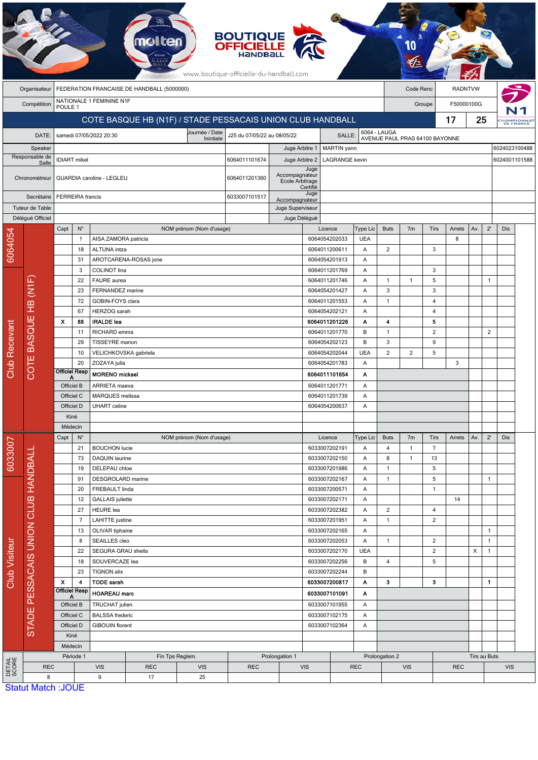BOUTIQUE OFFICIELLE HANDBALL

www.boutique-officielle-du-handball.com

| Organisateur | FEDERATION FRANCAISE DE HANDBALL (5000000) | Code Renc | RADNTVW |
|---|---|---|---|
| Compétition | NATIONALE 1 FEMININE N1F POULE 1 | Groupe | F50000100G |

## COTE BASQUE HB (N1F) / STADE PESSACAIS UNION CLUB HANDBALL — 17 — 25

| DATE: | samedi 07/05/2022 20:30 | Journée / Date Initiale | J25 du 07/05/22 au 08/05/22 | SALLE: | 6064 - LAUGA AVENUE PAUL PRAS 64100 BAYONNE |
|---|---|---|---|---|---|

| Rôle | Nom | Licence | Rôle | Nom | Licence |
|---|---|---|---|---|---|
| Speaker | | | Juge Arbitre 1 | MARTIN yann | 6024023100488 |
| Responsable de Salle | IDIART mikel | 6064011101674 | Juge Arbitre 2 | LAGRANGE kevin | 6024001101588 |
| Chronométreur | GUARDIA caroline - LEGLEU | 6064011201360 | Juge Accompagnateur Ecole Arbitrage Certifié | | |
| Secrétaire | FERREIRA francis | 6033007101517 | Juge Accompagnateur | | |
| Tuteur de Table | | | Juge Superviseur | | |
| Délégué Officiel | | | Juge Délégué | | |

### Club Recevant — 6064054 — COTE BASQUE HB (N1F)

| Capt | N° | NOM prénom (Nom d'usage) | Licence | Type Lic | Buts | 7m | Tirs | Arrets | Av. | 2' | Dis |
|---|---|---|---|---|---|---|---|---|---|---|---|
| | 1 | AISA ZAMORA patricia | 6064054202033 | UEA | | | | 8 | | | |
| | 18 | ALTUNA intza | 6064011200611 | A | 2 | | 3 | | | | |
| | 31 | AROTCARENA-ROSAS jone | 6064054201913 | A | | | | | | | |
| | 3 | COLINOT lina | 6064011201769 | A | | | 3 | | | | |
| | 22 | FAURE aurea | 6064011201746 | A | 1 | 1 | 5 | | | 1 | |
| | 23 | FERNANDEZ marine | 6064054201427 | A | 3 | | 3 | | | | |
| | 72 | GOBIN-FOYS clara | 6064011201553 | A | 1 | | 4 | | | | |
| | 67 | HERZOG sarah | 6064054202121 | A | | | 4 | | | | |
| **X** | **88** | **IRALDE lea** | **6064011201226** | **A** | **4** | | **5** | | | | |
| | 11 | RICHARD emma | 6064011201770 | B | 1 | | 2 | | | 2 | |
| | 29 | TISSEYRE manon | 6064054202123 | B | 3 | | 9 | | | | |
| | 10 | VELICHKOVSKA gabriela | 6064054202044 | UEA | 2 | 2 | 5 | | | | |
| | 20 | ZOZAYA julia | 6064054201783 | A | | | | 3 | | | |
| Officiel Resp A | | **MORENO mickael** | **6064011101654** | **A** | | | | | | | |
| Officiel B | | ARRIETA maeva | 6064011201771 | A | | | | | | | |
| Officiel C | | MARQUES melissa | 6064011201739 | A | | | | | | | |
| Officiel D | | UHART celine | 6064054200637 | A | | | | | | | |
| Kiné | | | | | | | | | | | |
| Médecin | | | | | | | | | | | |

### Club Visiteur — 6033007 — STADE PESSACAIS UNION CLUB HANDBALL

| Capt | N° | NOM prénom (Nom d'usage) | Licence | Type Lic | Buts | 7m | Tirs | Arrets | Av. | 2' | Dis |
|---|---|---|---|---|---|---|---|---|---|---|---|
| | 21 | BOUCHON lucie | 6033007202191 | A | 4 | 1 | 7 | | | | |
| | 73 | DAQUIN laurine | 6033007202150 | A | 8 | 1 | 13 | | | | |
| | 19 | DELEPAU chloe | 6033007201986 | A | 1 | | 5 | | | | |
| | 91 | DESGROLARD marine | 6033007202167 | A | 1 | | 5 | | | 1 | |
| | 20 | FREBAULT linda | 6033007200571 | A | | | 1 | | | | |
| | 12 | GALLAIS juliette | 6033007202171 | A | | | | 14 | | | |
| | 27 | HEURE lea | 6033007202382 | A | 2 | | 4 | | | | |
| | 7 | LAHITTE justine | 6033007201951 | A | 1 | | 2 | | | | |
| | 13 | OLIVAR tiphaine | 6033007202165 | A | | | | | | 1 | |
| | 8 | SEAILLES cleo | 6033007202053 | A | 1 | | 2 | | | 1 | |
| | 22 | SEGURA GRAU sheila | 6033007202170 | UEA | | | 2 | | X | 1 | |
| | 18 | SOUVERCAZE lea | 6033007202256 | B | 4 | | 5 | | | | |
| | 23 | TIGNON alix | 6033007202244 | B | | | | | | | |
| **X** | **4** | **TODE sarah** | **6033007200817** | **A** | **3** | | **3** | | | **1** | |
| Officiel Resp A | | **HOAREAU marc** | **6033007101091** | **A** | | | | | | | |
| Officiel B | | TRUCHAT julien | 6033007101955 | A | | | | | | | |
| Officiel C | | BALSSA frederic | 6033007102175 | A | | | | | | | |
| Officiel D | | GIBOUIN florent | 6033007102364 | A | | | | | | | |
| Kiné | | | | | | | | | | | |
| Médecin | | | | | | | | | | | |

### DETAIL SCORE

| Période 1 | | Fin Tps Reglem. | | Prolongation 1 | | Prolongation 2 | | Tirs au Buts | |
|---|---|---|---|---|---|---|---|---|---|
| REC | VIS | REC | VIS | REC | VIS | REC | VIS | REC | VIS |
| 8 | 9 | 17 | 25 | | | | | | |

Statut Match :JOUE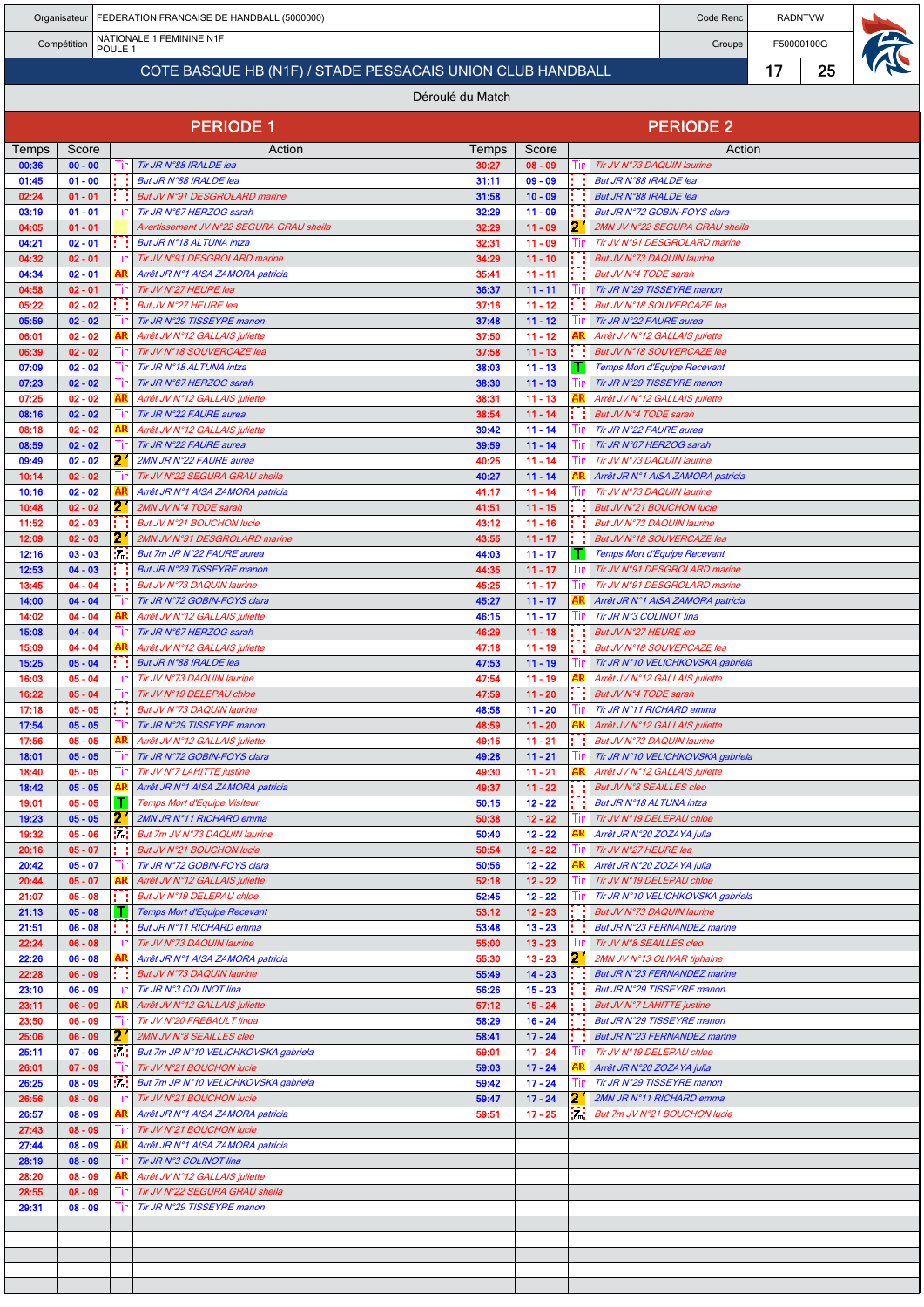| Organisateur | FEDERATION FRANCAISE DE HANDBALL (5000000) | Code Renc | RADNTVW |
|---|---|---|---|
| Compétition | NATIONALE 1 FEMININE N1F POULE 1 | Groupe | F50000100G |

## COTE BASQUE HB (N1F) / STADE PESSACAIS UNION CLUB HANDBALL — 17 - 25

### Déroulé du Match

| PERIODE 1 | | | | PERIODE 2 | | | |
|---|---|---|---|---|---|---|---|
| Temps | Score | | Action | Temps | Score | | Action |
| 00:36 | 00 - 00 | Tir | Tir JR N°88 IRALDE lea | 30:27 | 08 - 09 | Tir | Tir JV N°73 DAQUIN laurine |
| 01:45 | 01 - 00 | | But JR N°88 IRALDE lea | 31:11 | 09 - 09 | | But JR N°88 IRALDE lea |
| 02:24 | 01 - 01 | | But JV N°91 DESGROLARD marine | 31:58 | 10 - 09 | | But JR N°88 IRALDE lea |
| 03:19 | 01 - 01 | Tir | Tir JR N°67 HERZOG sarah | 32:29 | 11 - 09 | | But JR N°72 GOBIN-FOYS clara |
| 04:05 | 01 - 01 | | Avertissement JV N°22 SEGURA GRAU sheila | 32:29 | 11 - 09 | 2' | 2MN JV N°22 SEGURA GRAU sheila |
| 04:21 | 02 - 01 | | But JR N°18 ALTUNA intza | 32:31 | 11 - 09 | Tir | Tir JV N°91 DESGROLARD marine |
| 04:32 | 02 - 01 | Tir | Tir JV N°91 DESGROLARD marine | 34:29 | 11 - 10 | | But JV N°73 DAQUIN laurine |
| 04:34 | 02 - 01 | AR | Arrêt JR N°1 AISA ZAMORA patricia | 35:41 | 11 - 11 | | But JV N°4 TODE sarah |
| 04:58 | 02 - 01 | Tir | Tir JV N°27 HEURE lea | 36:37 | 11 - 11 | Tir | Tir JR N°29 TISSEYRE manon |
| 05:22 | 02 - 02 | | But JV N°27 HEURE lea | 37:16 | 11 - 12 | | But JV N°18 SOUVERCAZE lea |
| 05:59 | 02 - 02 | Tir | Tir JR N°29 TISSEYRE manon | 37:48 | 11 - 12 | Tir | Tir JR N°22 FAURE aurea |
| 06:01 | 02 - 02 | AR | Arrêt JV N°12 GALLAIS juliette | 37:50 | 11 - 12 | AR | Arrêt JV N°12 GALLAIS juliette |
| 06:39 | 02 - 02 | Tir | Tir JV N°18 SOUVERCAZE lea | 37:58 | 11 - 13 | | But JV N°18 SOUVERCAZE lea |
| 07:09 | 02 - 02 | Tir | Tir JR N°18 ALTUNA intza | 38:03 | 11 - 13 | T | Temps Mort d'Equipe Recevant |
| 07:23 | 02 - 02 | Tir | Tir JR N°67 HERZOG sarah | 38:30 | 11 - 13 | Tir | Tir JR N°29 TISSEYRE manon |
| 07:25 | 02 - 02 | AR | Arrêt JV N°12 GALLAIS juliette | 38:31 | 11 - 13 | AR | Arrêt JV N°12 GALLAIS juliette |
| 08:16 | 02 - 02 | Tir | Tir JR N°22 FAURE aurea | 38:54 | 11 - 14 | | But JV N°4 TODE sarah |
| 08:18 | 02 - 02 | AR | Arrêt JV N°12 GALLAIS juliette | 39:42 | 11 - 14 | Tir | Tir JR N°22 FAURE aurea |
| 08:59 | 02 - 02 | Tir | Tir JR N°22 FAURE aurea | 39:59 | 11 - 14 | Tir | Tir JR N°67 HERZOG sarah |
| 09:49 | 02 - 02 | 2' | 2MN JR N°22 FAURE aurea | 40:25 | 11 - 14 | Tir | Tir JV N°73 DAQUIN laurine |
| 10:14 | 02 - 02 | Tir | Tir JV N°22 SEGURA GRAU sheila | 40:27 | 11 - 14 | AR | Arrêt JR N°1 AISA ZAMORA patricia |
| 10:16 | 02 - 02 | AR | Arrêt JR N°1 AISA ZAMORA patricia | 41:17 | 11 - 14 | Tir | Tir JV N°73 DAQUIN laurine |
| 10:48 | 02 - 02 | 2' | 2MN JV N°4 TODE sarah | 41:51 | 11 - 15 | | But JV N°21 BOUCHON lucie |
| 11:52 | 02 - 03 | | But JV N°21 BOUCHON lucie | 43:12 | 11 - 16 | | But JV N°73 DAQUIN laurine |
| 12:09 | 02 - 03 | 2' | 2MN JV N°91 DESGROLARD marine | 43:55 | 11 - 17 | | But JV N°18 SOUVERCAZE lea |
| 12:16 | 03 - 03 | 7m | But 7m JR N°22 FAURE aurea | 44:03 | 11 - 17 | T | Temps Mort d'Equipe Recevant |
| 12:53 | 04 - 03 | | But JR N°29 TISSEYRE manon | 44:35 | 11 - 17 | Tir | Tir JV N°91 DESGROLARD marine |
| 13:45 | 04 - 04 | | But JV N°73 DAQUIN laurine | 45:25 | 11 - 17 | Tir | Tir JV N°91 DESGROLARD marine |
| 14:00 | 04 - 04 | Tir | Tir JR N°72 GOBIN-FOYS clara | 45:27 | 11 - 17 | AR | Arrêt JR N°1 AISA ZAMORA patricia |
| 14:02 | 04 - 04 | AR | Arrêt JV N°12 GALLAIS juliette | 46:15 | 11 - 17 | Tir | Tir JR N°3 COLINOT lina |
| 15:08 | 04 - 04 | Tir | Tir JR N°67 HERZOG sarah | 46:29 | 11 - 18 | | But JV N°27 HEURE lea |
| 15:09 | 04 - 04 | AR | Arrêt JV N°12 GALLAIS juliette | 47:18 | 11 - 19 | | But JV N°18 SOUVERCAZE lea |
| 15:25 | 05 - 04 | | But JR N°88 IRALDE lea | 47:53 | 11 - 19 | Tir | Tir JR N°10 VELICHKOVSKA gabriela |
| 16:03 | 05 - 04 | Tir | Tir JV N°73 DAQUIN laurine | 47:54 | 11 - 19 | AR | Arrêt JV N°12 GALLAIS juliette |
| 16:22 | 05 - 04 | Tir | Tir JV N°19 DELEPAU chloe | 47:59 | 11 - 20 | | But JV N°4 TODE sarah |
| 17:18 | 05 - 05 | | But JV N°73 DAQUIN laurine | 48:58 | 11 - 20 | Tir | Tir JR N°11 RICHARD emma |
| 17:54 | 05 - 05 | Tir | Tir JR N°29 TISSEYRE manon | 48:59 | 11 - 20 | AR | Arrêt JV N°12 GALLAIS juliette |
| 17:56 | 05 - 05 | AR | Arrêt JV N°12 GALLAIS juliette | 49:15 | 11 - 21 | | But JV N°73 DAQUIN laurine |
| 18:01 | 05 - 05 | Tir | Tir JR N°72 GOBIN-FOYS clara | 49:28 | 11 - 21 | Tir | Tir JR N°10 VELICHKOVSKA gabriela |
| 18:40 | 05 - 05 | Tir | Tir JV N°7 LAHITTE justine | 49:30 | 11 - 21 | AR | Arrêt JV N°12 GALLAIS juliette |
| 18:42 | 05 - 05 | AR | Arrêt JR N°1 AISA ZAMORA patricia | 49:37 | 11 - 22 | | But JV N°8 SEAILLES cleo |
| 19:01 | 05 - 05 | T | Temps Mort d'Equipe Visiteur | 50:15 | 12 - 22 | | But JR N°18 ALTUNA intza |
| 19:23 | 05 - 05 | 2' | 2MN JR N°11 RICHARD emma | 50:38 | 12 - 22 | Tir | Tir JV N°19 DELEPAU chloe |
| 19:32 | 05 - 06 | 7m | But 7m JV N°73 DAQUIN laurine | 50:40 | 12 - 22 | AR | Arrêt JR N°20 ZOZAYA julia |
| 20:16 | 05 - 07 | | But JV N°21 BOUCHON lucie | 50:54 | 12 - 22 | Tir | Tir JV N°27 HEURE lea |
| 20:42 | 05 - 07 | Tir | Tir JR N°72 GOBIN-FOYS clara | 50:56 | 12 - 22 | AR | Arrêt JR N°20 ZOZAYA julia |
| 20:44 | 05 - 07 | AR | Arrêt JV N°12 GALLAIS juliette | 52:18 | 12 - 22 | Tir | Tir JV N°19 DELEPAU chloe |
| 21:07 | 05 - 08 | | But JV N°19 DELEPAU chloe | 52:45 | 12 - 22 | Tir | Tir JR N°10 VELICHKOVSKA gabriela |
| 21:13 | 05 - 08 | T | Temps Mort d'Equipe Recevant | 53:12 | 12 - 23 | | But JV N°73 DAQUIN laurine |
| 21:51 | 06 - 08 | | But JR N°11 RICHARD emma | 53:48 | 13 - 23 | | But JR N°23 FERNANDEZ marine |
| 22:24 | 06 - 08 | Tir | Tir JV N°73 DAQUIN laurine | 55:00 | 13 - 23 | Tir | Tir JV N°8 SEAILLES cleo |
| 22:26 | 06 - 08 | AR | Arrêt JR N°1 AISA ZAMORA patricia | 55:30 | 13 - 23 | 2' | 2MN JV N°13 OLIVAR tiphaine |
| 22:28 | 06 - 09 | | But JV N°73 DAQUIN laurine | 55:49 | 14 - 23 | | But JR N°23 FERNANDEZ marine |
| 23:10 | 06 - 09 | Tir | Tir JR N°3 COLINOT lina | 56:26 | 15 - 23 | | But JR N°29 TISSEYRE manon |
| 23:11 | 06 - 09 | AR | Arrêt JV N°12 GALLAIS juliette | 57:12 | 15 - 24 | | But JV N°7 LAHITTE justine |
| 23:50 | 06 - 09 | Tir | Tir JV N°20 FREBAULT linda | 58:29 | 16 - 24 | | But JR N°29 TISSEYRE manon |
| 25:06 | 06 - 09 | 2' | 2MN JV N°8 SEAILLES cleo | 58:41 | 17 - 24 | | But JR N°23 FERNANDEZ marine |
| 25:11 | 07 - 09 | 7m | But 7m JR N°10 VELICHKOVSKA gabriela | 59:01 | 17 - 24 | Tir | Tir JV N°19 DELEPAU chloe |
| 26:01 | 07 - 09 | Tir | Tir JV N°21 BOUCHON lucie | 59:03 | 17 - 24 | AR | Arrêt JR N°20 ZOZAYA julia |
| 26:25 | 08 - 09 | 7m | But 7m JR N°10 VELICHKOVSKA gabriela | 59:42 | 17 - 24 | Tir | Tir JR N°29 TISSEYRE manon |
| 26:56 | 08 - 09 | Tir | Tir JV N°21 BOUCHON lucie | 59:47 | 17 - 24 | 2' | 2MN JR N°11 RICHARD emma |
| 26:57 | 08 - 09 | AR | Arrêt JR N°1 AISA ZAMORA patricia | 59:51 | 17 - 25 | 7m | But 7m JV N°21 BOUCHON lucie |
| 27:43 | 08 - 09 | Tir | Tir JV N°21 BOUCHON lucie | | | | |
| 27:44 | 08 - 09 | AR | Arrêt JR N°1 AISA ZAMORA patricia | | | | |
| 28:19 | 08 - 09 | Tir | Tir JR N°3 COLINOT lina | | | | |
| 28:20 | 08 - 09 | AR | Arrêt JV N°12 GALLAIS juliette | | | | |
| 28:55 | 08 - 09 | Tir | Tir JV N°22 SEGURA GRAU sheila | | | | |
| 29:31 | 08 - 09 | Tir | Tir JR N°29 TISSEYRE manon | | | | |